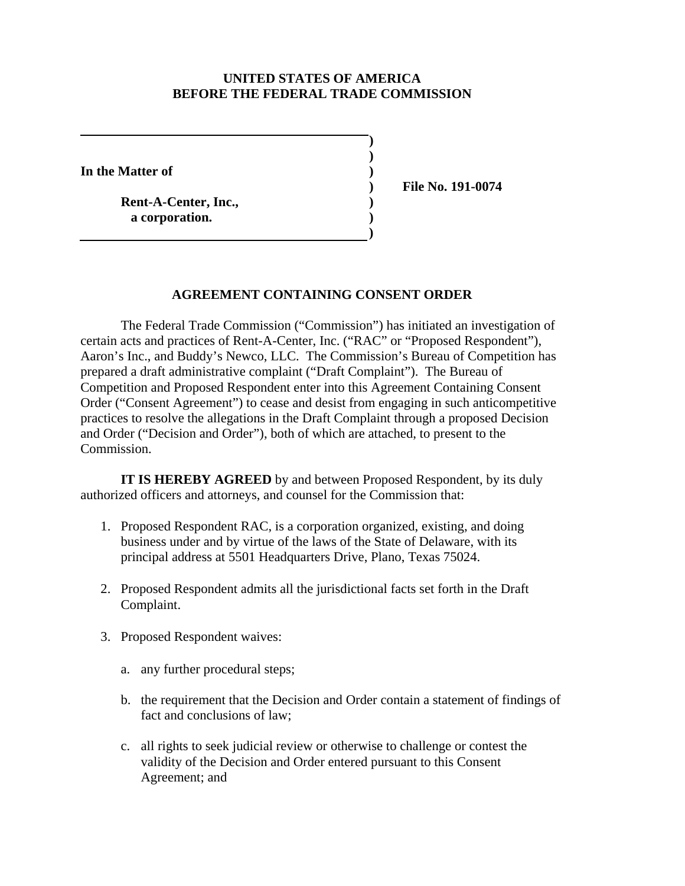**UNITED STATES OF AMERICA**
**BEFORE THE FEDERAL TRADE COMMISSION**

| | |
|---|---|
| **In the Matter of** | |
| **Rent-A-Center, Inc.,** **a corporation.** | **File No. 191-0074** |

## AGREEMENT CONTAINING CONSENT ORDER

The Federal Trade Commission ("Commission") has initiated an investigation of certain acts and practices of Rent-A-Center, Inc. ("RAC" or "Proposed Respondent"), Aaron's Inc., and Buddy's Newco, LLC. The Commission's Bureau of Competition has prepared a draft administrative complaint ("Draft Complaint"). The Bureau of Competition and Proposed Respondent enter into this Agreement Containing Consent Order ("Consent Agreement") to cease and desist from engaging in such anticompetitive practices to resolve the allegations in the Draft Complaint through a proposed Decision and Order ("Decision and Order"), both of which are attached, to present to the Commission.

**IT IS HEREBY AGREED** by and between Proposed Respondent, by its duly authorized officers and attorneys, and counsel for the Commission that:

1. Proposed Respondent RAC, is a corporation organized, existing, and doing business under and by virtue of the laws of the State of Delaware, with its principal address at 5501 Headquarters Drive, Plano, Texas 75024.

2. Proposed Respondent admits all the jurisdictional facts set forth in the Draft Complaint.

3. Proposed Respondent waives:

   a. any further procedural steps;

   b. the requirement that the Decision and Order contain a statement of findings of fact and conclusions of law;

   c. all rights to seek judicial review or otherwise to challenge or contest the validity of the Decision and Order entered pursuant to this Consent Agreement; and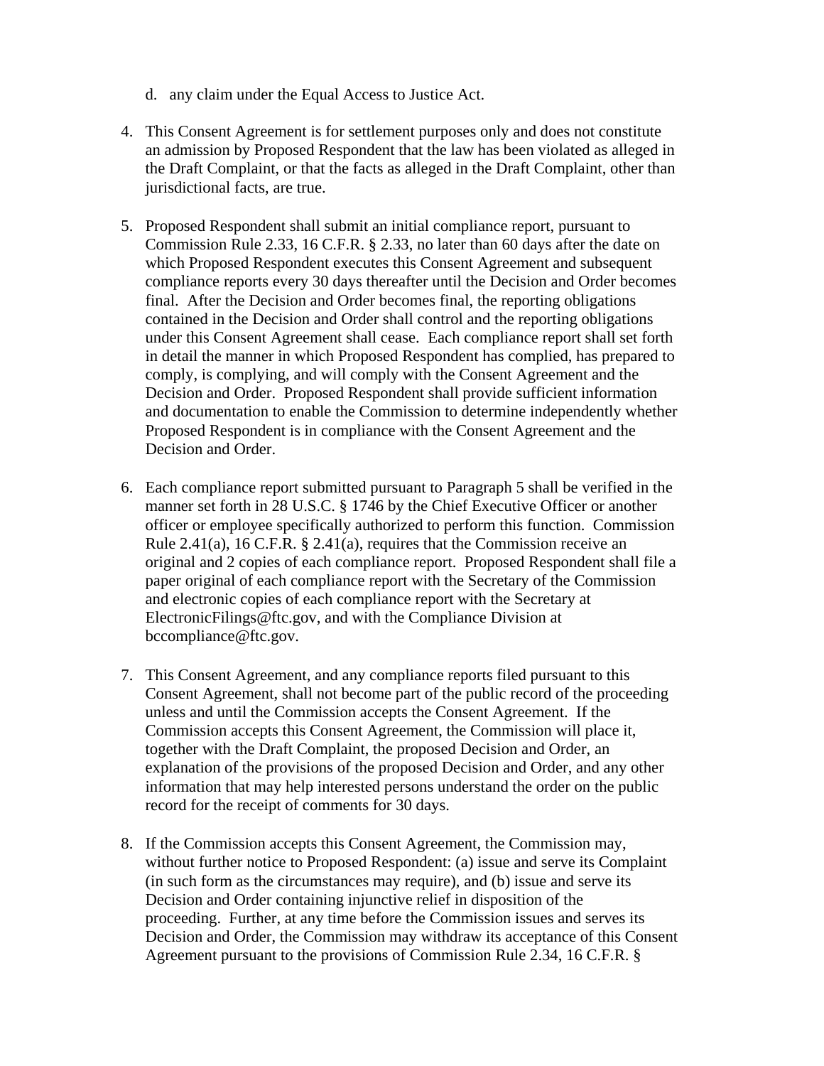d. any claim under the Equal Access to Justice Act.

4. This Consent Agreement is for settlement purposes only and does not constitute an admission by Proposed Respondent that the law has been violated as alleged in the Draft Complaint, or that the facts as alleged in the Draft Complaint, other than jurisdictional facts, are true.

5. Proposed Respondent shall submit an initial compliance report, pursuant to Commission Rule 2.33, 16 C.F.R. § 2.33, no later than 60 days after the date on which Proposed Respondent executes this Consent Agreement and subsequent compliance reports every 30 days thereafter until the Decision and Order becomes final. After the Decision and Order becomes final, the reporting obligations contained in the Decision and Order shall control and the reporting obligations under this Consent Agreement shall cease. Each compliance report shall set forth in detail the manner in which Proposed Respondent has complied, has prepared to comply, is complying, and will comply with the Consent Agreement and the Decision and Order. Proposed Respondent shall provide sufficient information and documentation to enable the Commission to determine independently whether Proposed Respondent is in compliance with the Consent Agreement and the Decision and Order.

6. Each compliance report submitted pursuant to Paragraph 5 shall be verified in the manner set forth in 28 U.S.C. § 1746 by the Chief Executive Officer or another officer or employee specifically authorized to perform this function. Commission Rule 2.41(a), 16 C.F.R. § 2.41(a), requires that the Commission receive an original and 2 copies of each compliance report. Proposed Respondent shall file a paper original of each compliance report with the Secretary of the Commission and electronic copies of each compliance report with the Secretary at ElectronicFilings@ftc.gov, and with the Compliance Division at bccompliance@ftc.gov.

7. This Consent Agreement, and any compliance reports filed pursuant to this Consent Agreement, shall not become part of the public record of the proceeding unless and until the Commission accepts the Consent Agreement. If the Commission accepts this Consent Agreement, the Commission will place it, together with the Draft Complaint, the proposed Decision and Order, an explanation of the provisions of the proposed Decision and Order, and any other information that may help interested persons understand the order on the public record for the receipt of comments for 30 days.

8. If the Commission accepts this Consent Agreement, the Commission may, without further notice to Proposed Respondent: (a) issue and serve its Complaint (in such form as the circumstances may require), and (b) issue and serve its Decision and Order containing injunctive relief in disposition of the proceeding. Further, at any time before the Commission issues and serves its Decision and Order, the Commission may withdraw its acceptance of this Consent Agreement pursuant to the provisions of Commission Rule 2.34, 16 C.F.R. §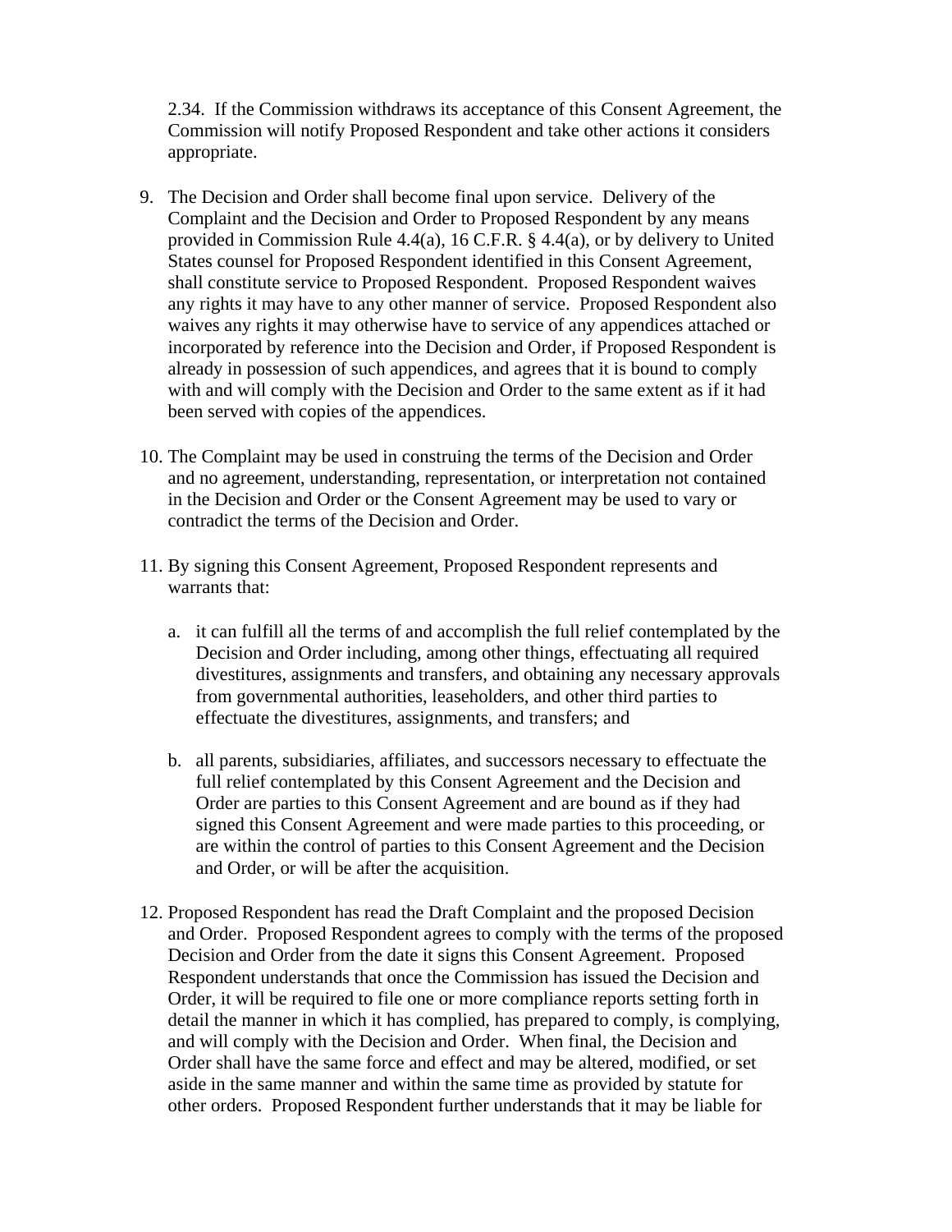2.34. If the Commission withdraws its acceptance of this Consent Agreement, the Commission will notify Proposed Respondent and take other actions it considers appropriate.

9. The Decision and Order shall become final upon service. Delivery of the Complaint and the Decision and Order to Proposed Respondent by any means provided in Commission Rule 4.4(a), 16 C.F.R. § 4.4(a), or by delivery to United States counsel for Proposed Respondent identified in this Consent Agreement, shall constitute service to Proposed Respondent. Proposed Respondent waives any rights it may have to any other manner of service. Proposed Respondent also waives any rights it may otherwise have to service of any appendices attached or incorporated by reference into the Decision and Order, if Proposed Respondent is already in possession of such appendices, and agrees that it is bound to comply with and will comply with the Decision and Order to the same extent as if it had been served with copies of the appendices.

10. The Complaint may be used in construing the terms of the Decision and Order and no agreement, understanding, representation, or interpretation not contained in the Decision and Order or the Consent Agreement may be used to vary or contradict the terms of the Decision and Order.

11. By signing this Consent Agreement, Proposed Respondent represents and warrants that:

    a. it can fulfill all the terms of and accomplish the full relief contemplated by the Decision and Order including, among other things, effectuating all required divestitures, assignments and transfers, and obtaining any necessary approvals from governmental authorities, leaseholders, and other third parties to effectuate the divestitures, assignments, and transfers; and

    b. all parents, subsidiaries, affiliates, and successors necessary to effectuate the full relief contemplated by this Consent Agreement and the Decision and Order are parties to this Consent Agreement and are bound as if they had signed this Consent Agreement and were made parties to this proceeding, or are within the control of parties to this Consent Agreement and the Decision and Order, or will be after the acquisition.

12. Proposed Respondent has read the Draft Complaint and the proposed Decision and Order. Proposed Respondent agrees to comply with the terms of the proposed Decision and Order from the date it signs this Consent Agreement. Proposed Respondent understands that once the Commission has issued the Decision and Order, it will be required to file one or more compliance reports setting forth in detail the manner in which it has complied, has prepared to comply, is complying, and will comply with the Decision and Order. When final, the Decision and Order shall have the same force and effect and may be altered, modified, or set aside in the same manner and within the same time as provided by statute for other orders. Proposed Respondent further understands that it may be liable for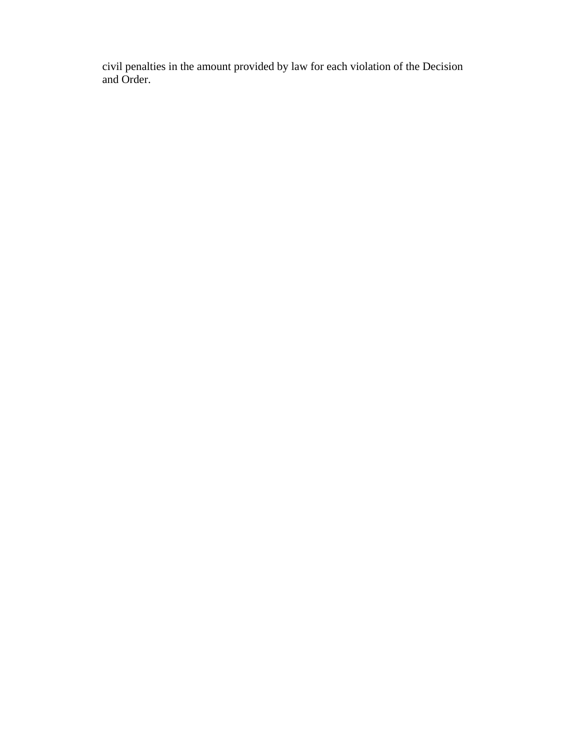civil penalties in the amount provided by law for each violation of the Decision and Order.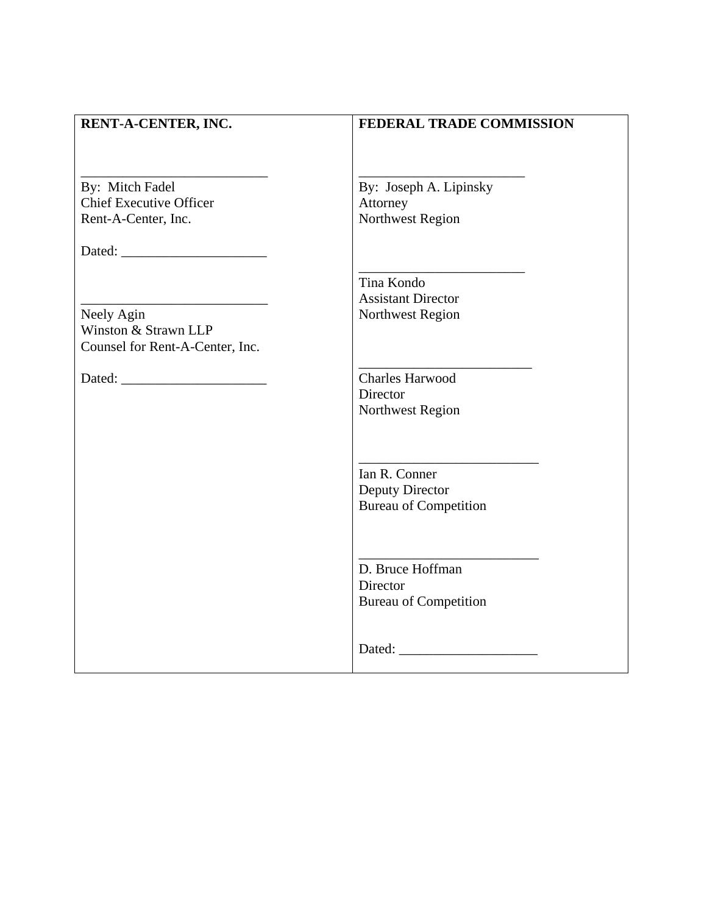| **RENT-A-CENTER, INC.** | **FEDERAL TRADE COMMISSION** |
| --- | --- |
| ________________________<br>By: Mitch Fadel<br>Chief Executive Officer<br>Rent-A-Center, Inc.<br><br>Dated: ____________________<br><br>________________________<br>Neely Agin<br>Winston & Strawn LLP<br>Counsel for Rent-A-Center, Inc.<br><br>Dated: ____________________ | ________________________<br>By: Joseph A. Lipinsky<br>Attorney<br>Northwest Region<br><br>________________________<br>Tina Kondo<br>Assistant Director<br>Northwest Region<br><br>________________________<br>Charles Harwood<br>Director<br>Northwest Region<br><br>________________________<br>Ian R. Conner<br>Deputy Director<br>Bureau of Competition<br><br>________________________<br>D. Bruce Hoffman<br>Director<br>Bureau of Competition<br><br>Dated: ____________________ |